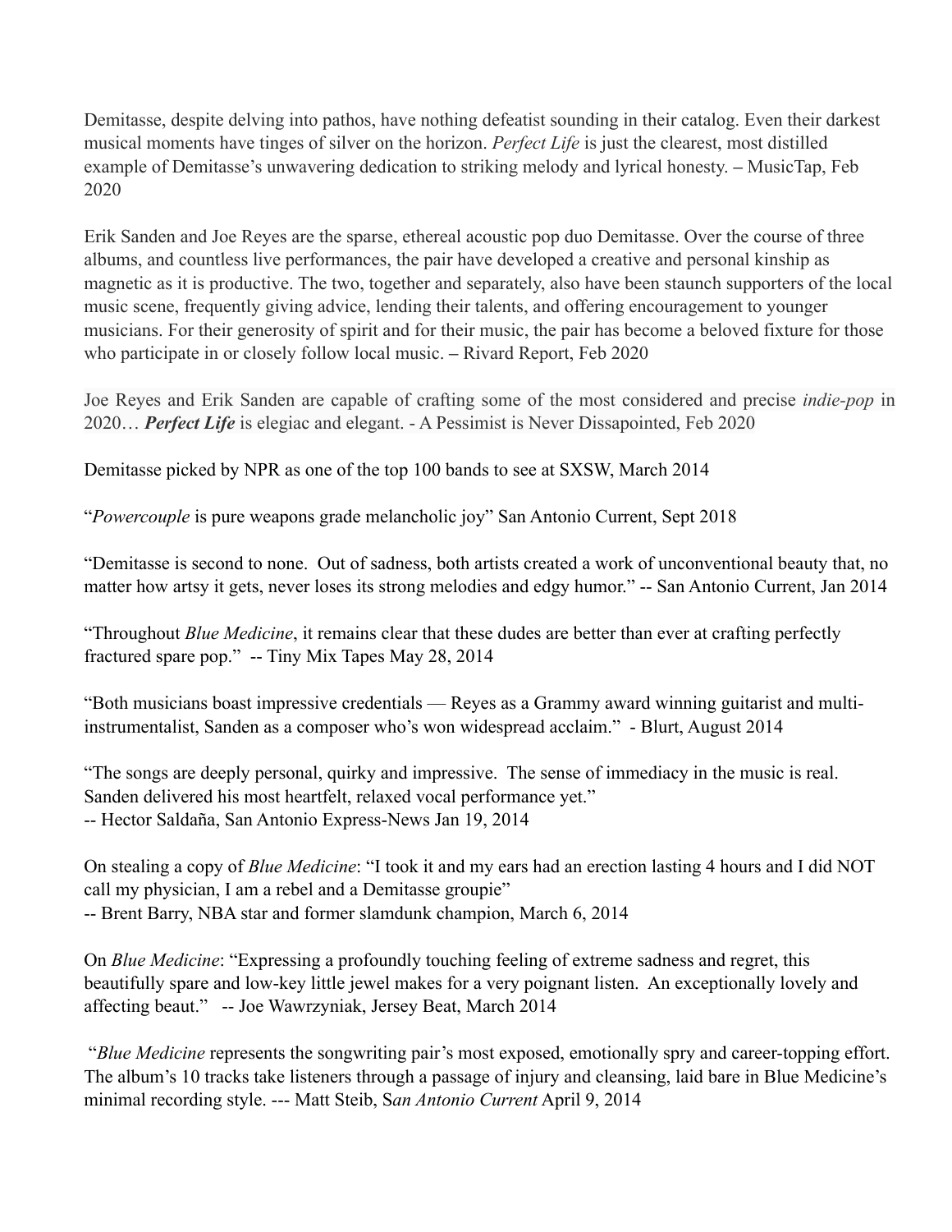Demitasse, despite delving into pathos, have nothing defeatist sounding in their catalog. Even their darkest musical moments have tinges of silver on the horizon. *Perfect Life* is just the clearest, most distilled example of Demitasse's unwavering dedication to striking melody and lyrical honesty. **–** MusicTap, Feb 2020

Erik Sanden and Joe Reyes are the sparse, ethereal acoustic pop duo Demitasse. Over the course of three albums, and countless live performances, the pair have developed a creative and personal kinship as magnetic as it is productive. The two, together and separately, also have been staunch supporters of the local music scene, frequently giving advice, lending their talents, and offering encouragement to younger musicians. For their generosity of spirit and for their music, the pair has become a beloved fixture for those who participate in or closely follow local music. **–** Rivard Report, Feb 2020

Joe Reyes and Erik Sanden are capable of crafting some of the most considered and precise *indie-pop* in 2020… ***Perfect Life*** is elegiac and elegant. - A Pessimist is Never Dissapointed, Feb 2020

Demitasse picked by NPR as one of the top 100 bands to see at SXSW, March 2014

"*Powercouple* is pure weapons grade melancholic joy" San Antonio Current, Sept 2018

"Demitasse is second to none. Out of sadness, both artists created a work of unconventional beauty that, no matter how artsy it gets, never loses its strong melodies and edgy humor." -- San Antonio Current, Jan 2014

"Throughout *Blue Medicine*, it remains clear that these dudes are better than ever at crafting perfectly fractured spare pop." -- Tiny Mix Tapes May 28, 2014

"Both musicians boast impressive credentials — Reyes as a Grammy award winning guitarist and multi-instrumentalist, Sanden as a composer who's won widespread acclaim." - Blurt, August 2014

"The songs are deeply personal, quirky and impressive. The sense of immediacy in the music is real. Sanden delivered his most heartfelt, relaxed vocal performance yet."
-- Hector Saldaña, San Antonio Express-News Jan 19, 2014

On stealing a copy of *Blue Medicine*: "I took it and my ears had an erection lasting 4 hours and I did NOT call my physician, I am a rebel and a Demitasse groupie"
-- Brent Barry, NBA star and former slamdunk champion, March 6, 2014

On *Blue Medicine*: "Expressing a profoundly touching feeling of extreme sadness and regret, this beautifully spare and low-key little jewel makes for a very poignant listen. An exceptionally lovely and affecting beaut." -- Joe Wawrzyniak, Jersey Beat, March 2014

"*Blue Medicine* represents the songwriting pair's most exposed, emotionally spry and career-topping effort. The album's 10 tracks take listeners through a passage of injury and cleansing, laid bare in Blue Medicine's minimal recording style. --- Matt Steib, S*an Antonio Current* April 9, 2014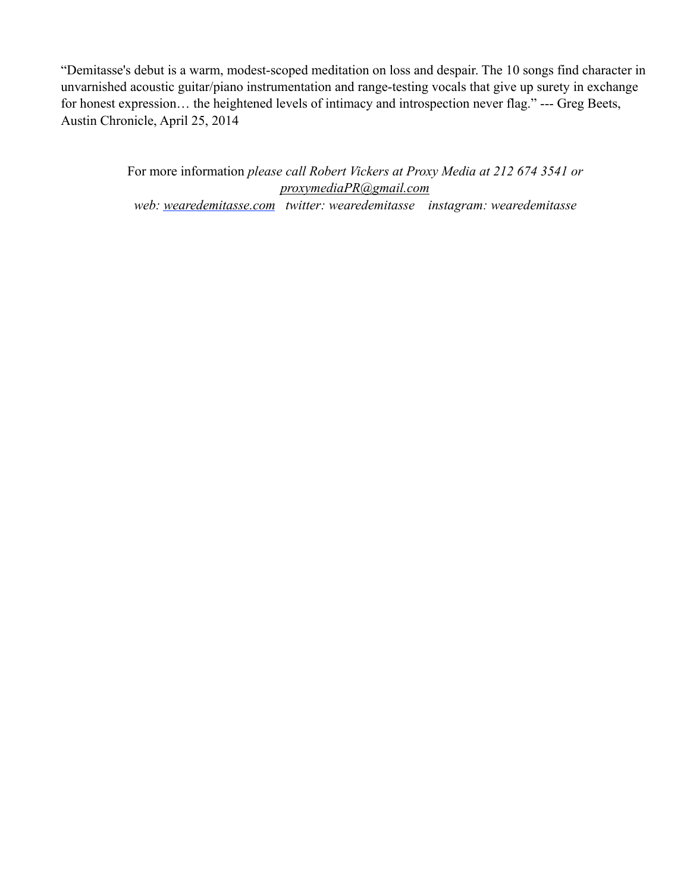"Demitasse's debut is a warm, modest-scoped meditation on loss and despair. The 10 songs find character in unvarnished acoustic guitar/piano instrumentation and range-testing vocals that give up surety in exchange for honest expression… the heightened levels of intimacy and introspection never flag." --- Greg Beets, Austin Chronicle, April 25, 2014

For more information *please call Robert Vickers at Proxy Media at 212 674 3541 or proxymediaPR@gmail.com*
*web: wearedemitasse.com   twitter: wearedemitasse   instagram: wearedemitasse*